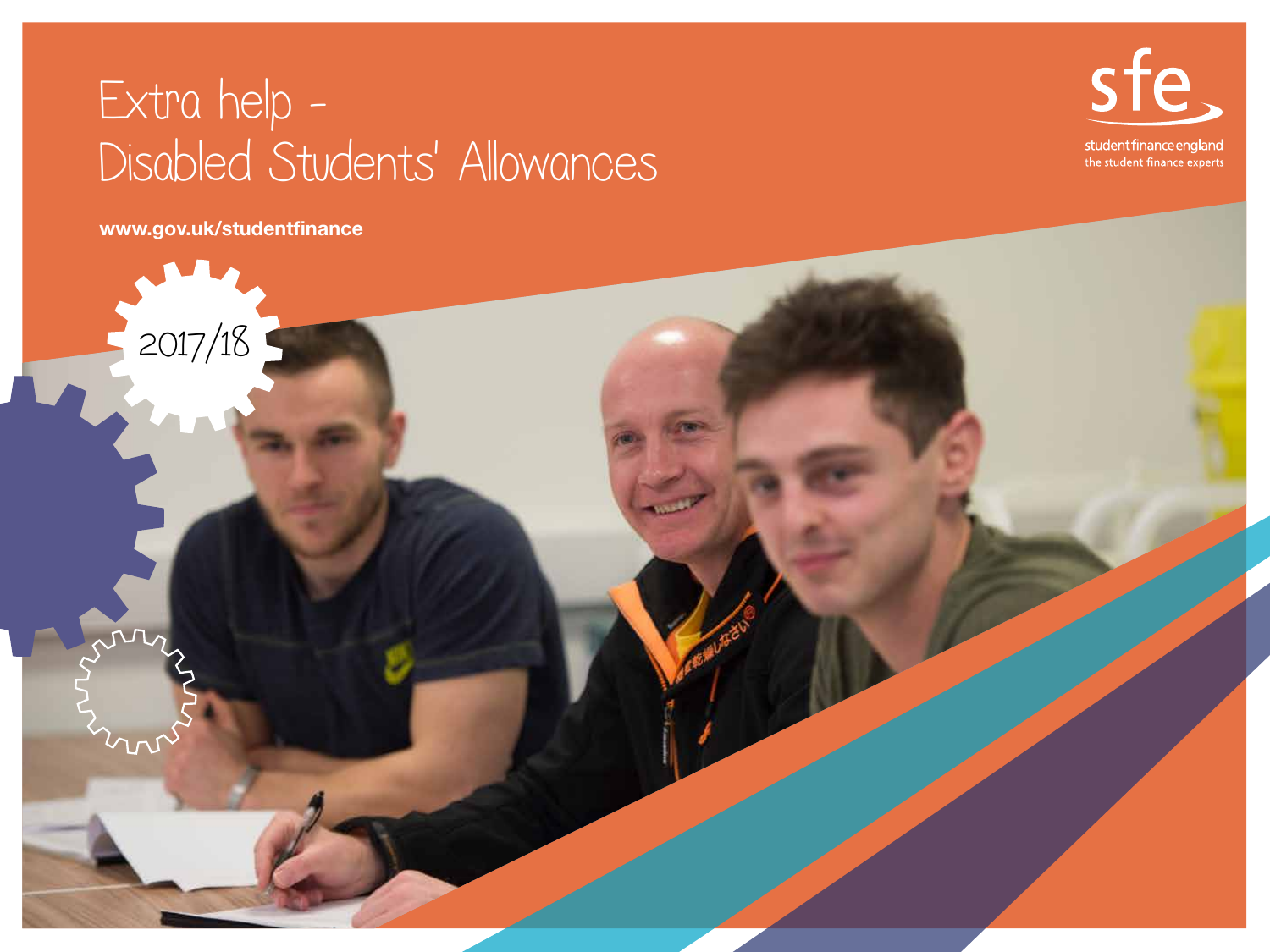# Extra help - Disabled Students' Allowances

**www.gov.uk/studentfinance**

2017/18

sfe

studentfinanceengland

the student finance experts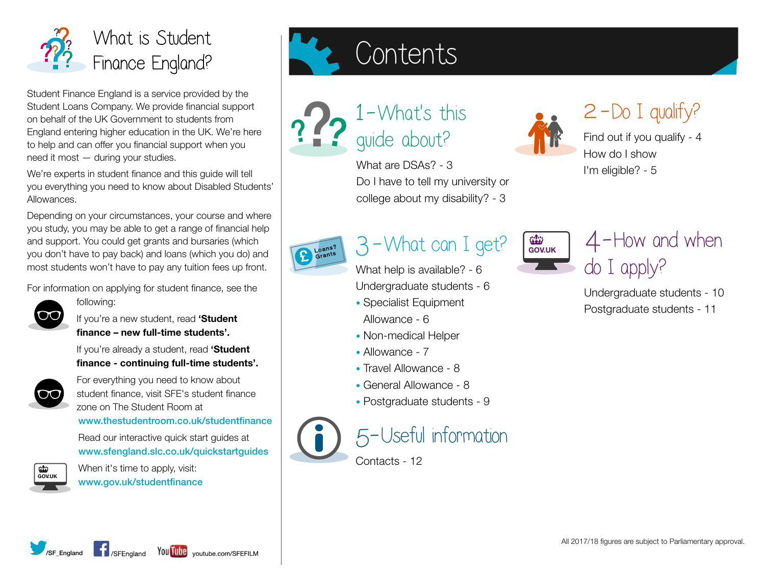# What is Student Finance England?

Student Finance England is a service provided by the Student Loans Company. We provide financial support on behalf of the UK Government to students from England entering higher education in the UK. We're here to help and can offer you financial support when you need it most — during your studies.

We're experts in student finance and this guide will tell you everything you need to know about Disabled Students' Allowances.

Depending on your circumstances, your course and where you study, you may be able to get a range of financial help and support. You could get grants and bursaries (which you don't have to pay back) and loans (which you do) and most students won't have to pay any tuition fees up front.

For information on applying for student finance, see the following:

If you're a new student, read **'Student finance – new full-time students'.**

If you're already a student, read **'Student finance - continuing full-time students'.**

For everything you need to know about student finance, visit SFE's student finance zone on The Student Room at **www.thestudentroom.co.uk/studentfinance**

Read our interactive quick start guides at **www.sfengland.slc.co.uk/quickstartguides**

When it's time to apply, visit: **www.gov.uk/studentfinance**

/SF_England /SFEngland youtube.com/SFEFILM

# Contents

## 1 - What's this guide about?

What are DSAs? - 3

Do I have to tell my university or college about my disability? - 3

## 2 - Do I qualify?

Find out if you qualify - 4

How do I show I'm eligible? - 5

## 3 - What can I get?

What help is available? - 6

Undergraduate students - 6

- Specialist Equipment Allowance - 6
- Non-medical Helper
- Allowance - 7
- Travel Allowance - 8
- General Allowance - 8
- Postgraduate students - 9

## 4 - How and when do I apply?

Undergraduate students - 10

Postgraduate students - 11

## 5 - Useful information

Contacts - 12

All 2017/18 figures are subject to Parliamentary approval.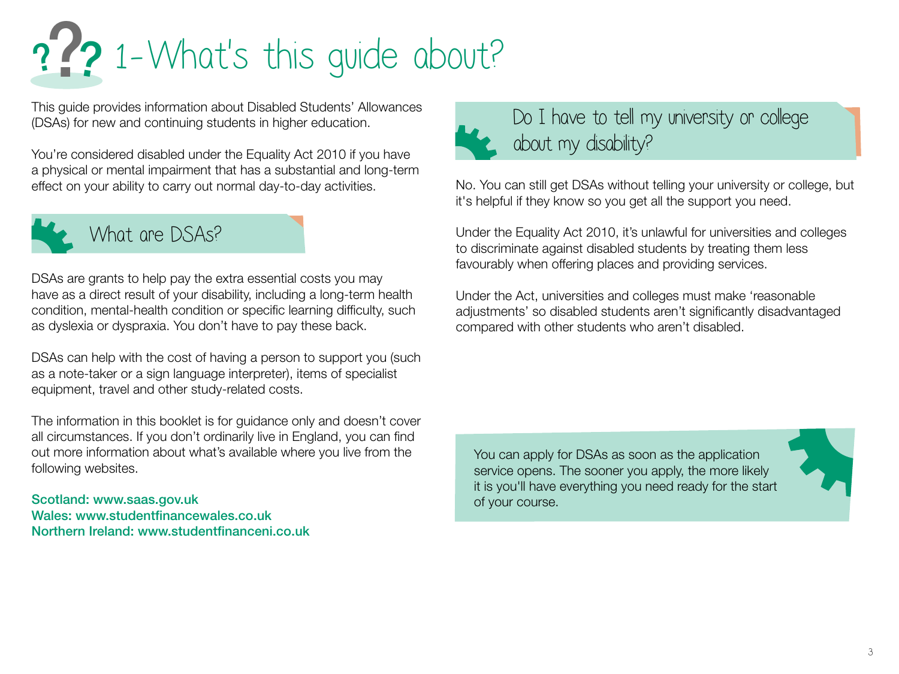# 1- What's this guide about?

This guide provides information about Disabled Students' Allowances (DSAs) for new and continuing students in higher education.

You're considered disabled under the Equality Act 2010 if you have a physical or mental impairment that has a substantial and long-term effect on your ability to carry out normal day-to-day activities.

## What are DSAs?

DSAs are grants to help pay the extra essential costs you may have as a direct result of your disability, including a long-term health condition, mental-health condition or specific learning difficulty, such as dyslexia or dyspraxia. You don't have to pay these back.

DSAs can help with the cost of having a person to support you (such as a note-taker or a sign language interpreter), items of specialist equipment, travel and other study-related costs.

The information in this booklet is for guidance only and doesn't cover all circumstances. If you don't ordinarily live in England, you can find out more information about what's available where you live from the following websites.

**Scotland: www.saas.gov.uk**
**Wales: www.studentfinancewales.co.uk**
**Northern Ireland: www.studentfinanceni.co.uk**

## Do I have to tell my university or college about my disability?

No. You can still get DSAs without telling your university or college, but it's helpful if they know so you get all the support you need.

Under the Equality Act 2010, it's unlawful for universities and colleges to discriminate against disabled students by treating them less favourably when offering places and providing services.

Under the Act, universities and colleges must make 'reasonable adjustments' so disabled students aren't significantly disadvantaged compared with other students who aren't disabled.

You can apply for DSAs as soon as the application service opens. The sooner you apply, the more likely it is you'll have everything you need ready for the start of your course.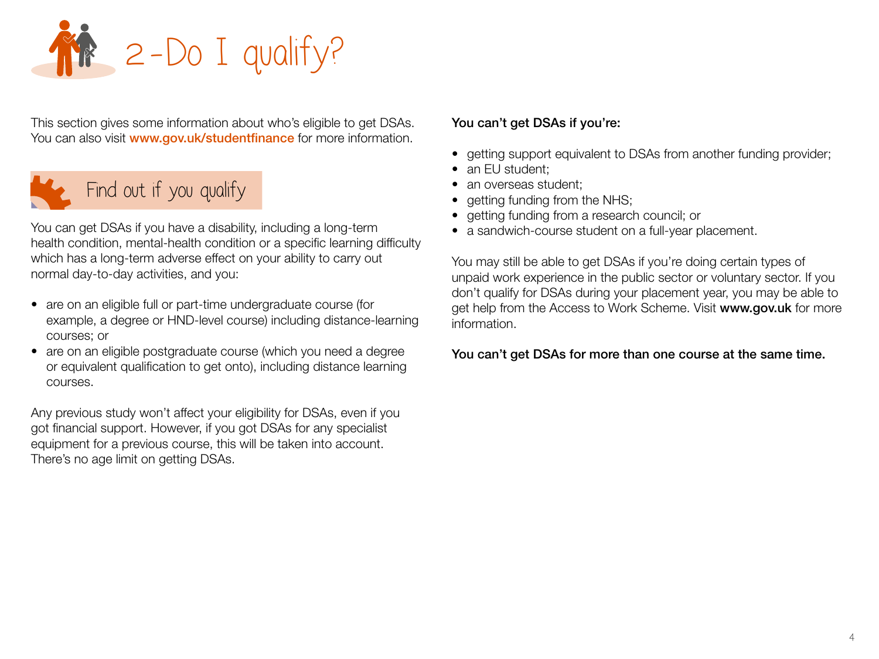# 2 - Do I qualify?

This section gives some information about who's eligible to get DSAs. You can also visit **www.gov.uk/studentfinance** for more information.

## Find out if you qualify

You can get DSAs if you have a disability, including a long-term health condition, mental-health condition or a specific learning difficulty which has a long-term adverse effect on your ability to carry out normal day-to-day activities, and you:

- are on an eligible full or part-time undergraduate course (for example, a degree or HND-level course) including distance-learning courses; or
- are on an eligible postgraduate course (which you need a degree or equivalent qualification to get onto), including distance learning courses.

Any previous study won't affect your eligibility for DSAs, even if you got financial support. However, if you got DSAs for any specialist equipment for a previous course, this will be taken into account. There's no age limit on getting DSAs.

**You can't get DSAs if you're:**

- getting support equivalent to DSAs from another funding provider;
- an EU student;
- an overseas student;
- getting funding from the NHS;
- getting funding from a research council; or
- a sandwich-course student on a full-year placement.

You may still be able to get DSAs if you're doing certain types of unpaid work experience in the public sector or voluntary sector. If you don't qualify for DSAs during your placement year, you may be able to get help from the Access to Work Scheme. Visit **www.gov.uk** for more information.

**You can't get DSAs for more than one course at the same time.**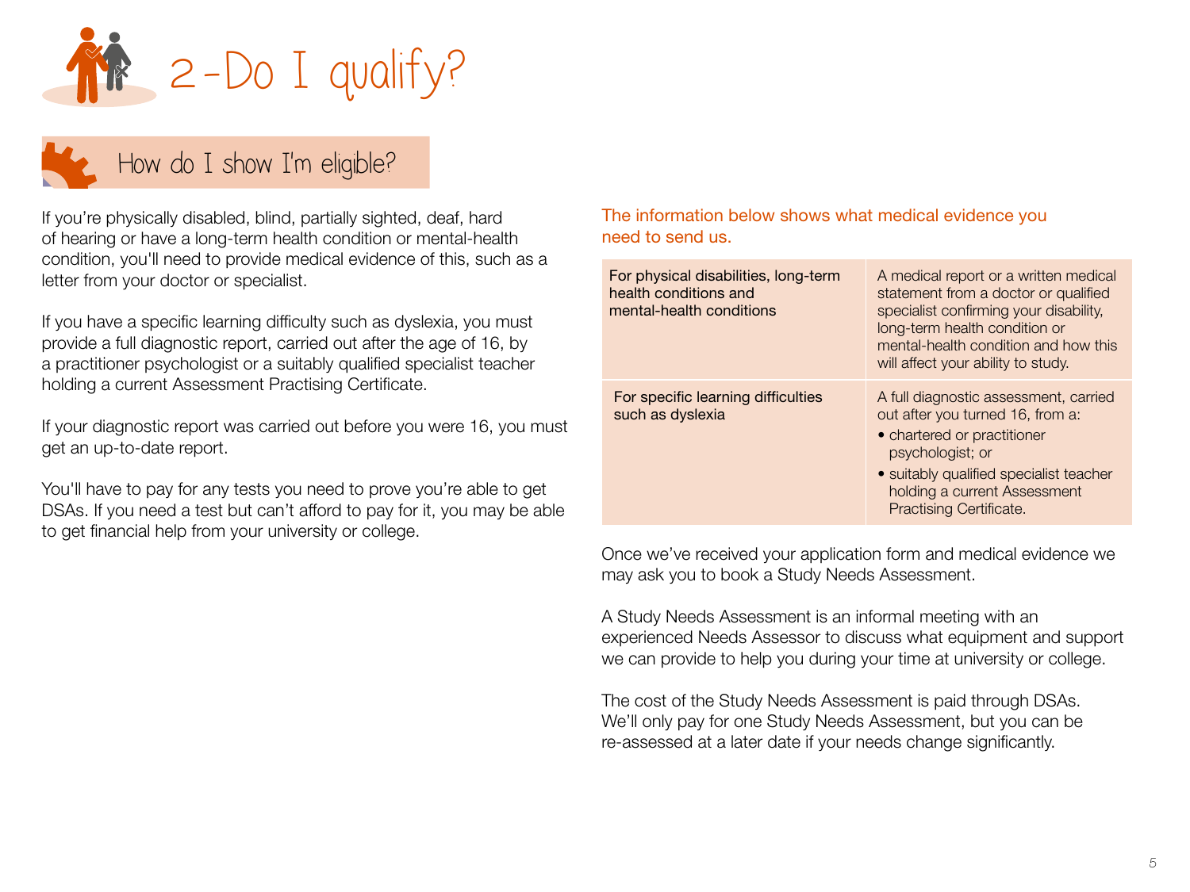# 2 - Do I qualify?

## How do I show I'm eligible?

If you're physically disabled, blind, partially sighted, deaf, hard of hearing or have a long-term health condition or mental-health condition, you'll need to provide medical evidence of this, such as a letter from your doctor or specialist.

If you have a specific learning difficulty such as dyslexia, you must provide a full diagnostic report, carried out after the age of 16, by a practitioner psychologist or a suitably qualified specialist teacher holding a current Assessment Practising Certificate.

If your diagnostic report was carried out before you were 16, you must get an up-to-date report.

You'll have to pay for any tests you need to prove you're able to get DSAs. If you need a test but can't afford to pay for it, you may be able to get financial help from your university or college.

The information below shows what medical evidence you need to send us.

| | |
|---|---|
| For physical disabilities, long-term health conditions and mental-health conditions | A medical report or a written medical statement from a doctor or qualified specialist confirming your disability, long-term health condition or mental-health condition and how this will affect your ability to study. |
| For specific learning difficulties such as dyslexia | A full diagnostic assessment, carried out after you turned 16, from a:<br>• chartered or practitioner psychologist; or<br>• suitably qualified specialist teacher holding a current Assessment Practising Certificate. |

Once we've received your application form and medical evidence we may ask you to book a Study Needs Assessment.

A Study Needs Assessment is an informal meeting with an experienced Needs Assessor to discuss what equipment and support we can provide to help you during your time at university or college.

The cost of the Study Needs Assessment is paid through DSAs. We'll only pay for one Study Needs Assessment, but you can be re-assessed at a later date if your needs change significantly.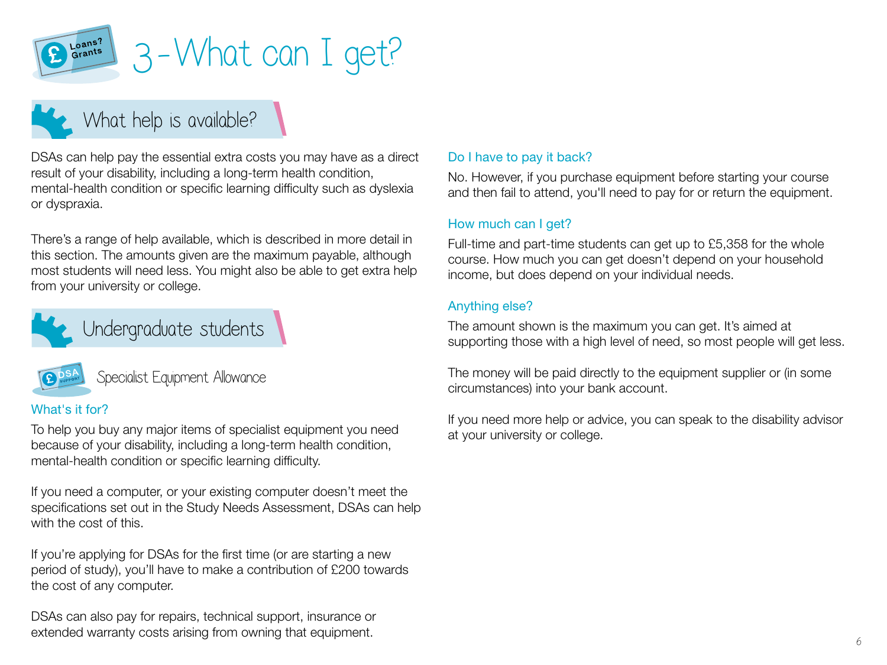# 3 - What can I get?

## What help is available?

DSAs can help pay the essential extra costs you may have as a direct result of your disability, including a long-term health condition, mental-health condition or specific learning difficulty such as dyslexia or dyspraxia.

There's a range of help available, which is described in more detail in this section. The amounts given are the maximum payable, although most students will need less. You might also be able to get extra help from your university or college.

## Undergraduate students

### Specialist Equipment Allowance

#### What's it for?

To help you buy any major items of specialist equipment you need because of your disability, including a long-term health condition, mental-health condition or specific learning difficulty.

If you need a computer, or your existing computer doesn't meet the specifications set out in the Study Needs Assessment, DSAs can help with the cost of this.

If you're applying for DSAs for the first time (or are starting a new period of study), you'll have to make a contribution of £200 towards the cost of any computer.

DSAs can also pay for repairs, technical support, insurance or extended warranty costs arising from owning that equipment.

#### Do I have to pay it back?

No. However, if you purchase equipment before starting your course and then fail to attend, you'll need to pay for or return the equipment.

#### How much can I get?

Full-time and part-time students can get up to £5,358 for the whole course. How much you can get doesn't depend on your household income, but does depend on your individual needs.

#### Anything else?

The amount shown is the maximum you can get. It's aimed at supporting those with a high level of need, so most people will get less.

The money will be paid directly to the equipment supplier or (in some circumstances) into your bank account.

If you need more help or advice, you can speak to the disability advisor at your university or college.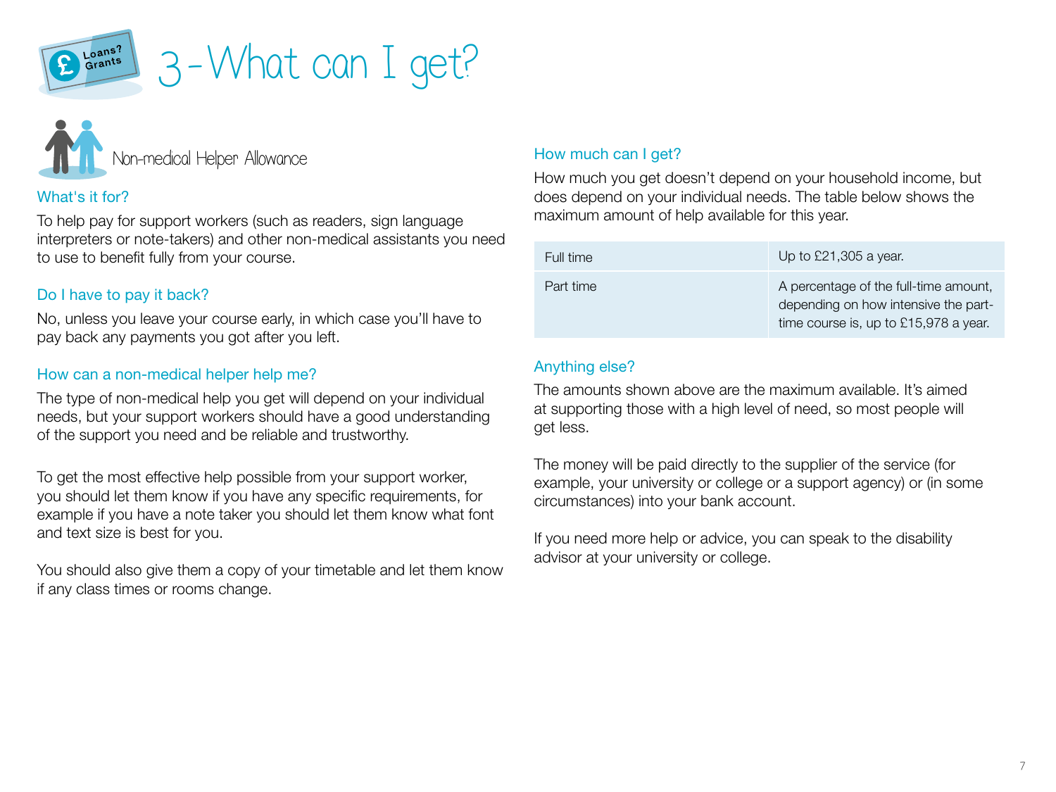# 3 - What can I get?

## Non-medical Helper Allowance

### What's it for?

To help pay for support workers (such as readers, sign language interpreters or note-takers) and other non-medical assistants you need to use to benefit fully from your course.

### Do I have to pay it back?

No, unless you leave your course early, in which case you'll have to pay back any payments you got after you left.

### How can a non-medical helper help me?

The type of non-medical help you get will depend on your individual needs, but your support workers should have a good understanding of the support you need and be reliable and trustworthy.

To get the most effective help possible from your support worker, you should let them know if you have any specific requirements, for example if you have a note taker you should let them know what font and text size is best for you.

You should also give them a copy of your timetable and let them know if any class times or rooms change.

### How much can I get?

How much you get doesn't depend on your household income, but does depend on your individual needs. The table below shows the maximum amount of help available for this year.

| | |
|---|---|
| Full time | Up to £21,305 a year. |
| Part time | A percentage of the full-time amount, depending on how intensive the part-time course is, up to £15,978 a year. |

### Anything else?

The amounts shown above are the maximum available. It's aimed at supporting those with a high level of need, so most people will get less.

The money will be paid directly to the supplier of the service (for example, your university or college or a support agency) or (in some circumstances) into your bank account.

If you need more help or advice, you can speak to the disability advisor at your university or college.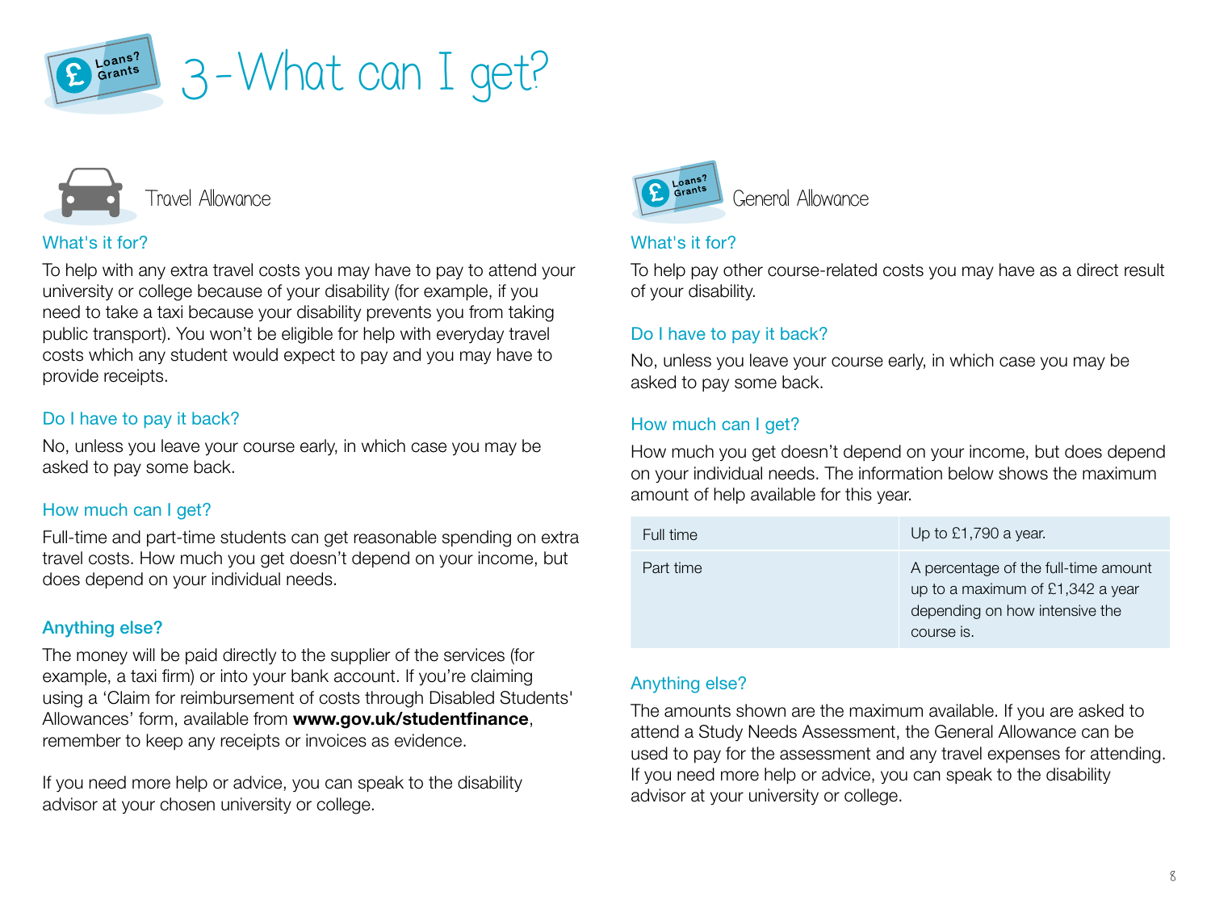# 3 - What can I get?

## Travel Allowance

### What's it for?

To help with any extra travel costs you may have to pay to attend your university or college because of your disability (for example, if you need to take a taxi because your disability prevents you from taking public transport). You won't be eligible for help with everyday travel costs which any student would expect to pay and you may have to provide receipts.

### Do I have to pay it back?

No, unless you leave your course early, in which case you may be asked to pay some back.

### How much can I get?

Full-time and part-time students can get reasonable spending on extra travel costs. How much you get doesn't depend on your income, but does depend on your individual needs.

### Anything else?

The money will be paid directly to the supplier of the services (for example, a taxi firm) or into your bank account. If you're claiming using a 'Claim for reimbursement of costs through Disabled Students' Allowances' form, available from **www.gov.uk/studentfinance**, remember to keep any receipts or invoices as evidence.

If you need more help or advice, you can speak to the disability advisor at your chosen university or college.

## General Allowance

### What's it for?

To help pay other course-related costs you may have as a direct result of your disability.

### Do I have to pay it back?

No, unless you leave your course early, in which case you may be asked to pay some back.

### How much can I get?

How much you get doesn't depend on your income, but does depend on your individual needs. The information below shows the maximum amount of help available for this year.

| | |
|---|---|
| Full time | Up to £1,790 a year. |
| Part time | A percentage of the full-time amount up to a maximum of £1,342 a year depending on how intensive the course is. |

### Anything else?

The amounts shown are the maximum available. If you are asked to attend a Study Needs Assessment, the General Allowance can be used to pay for the assessment and any travel expenses for attending. If you need more help or advice, you can speak to the disability advisor at your university or college.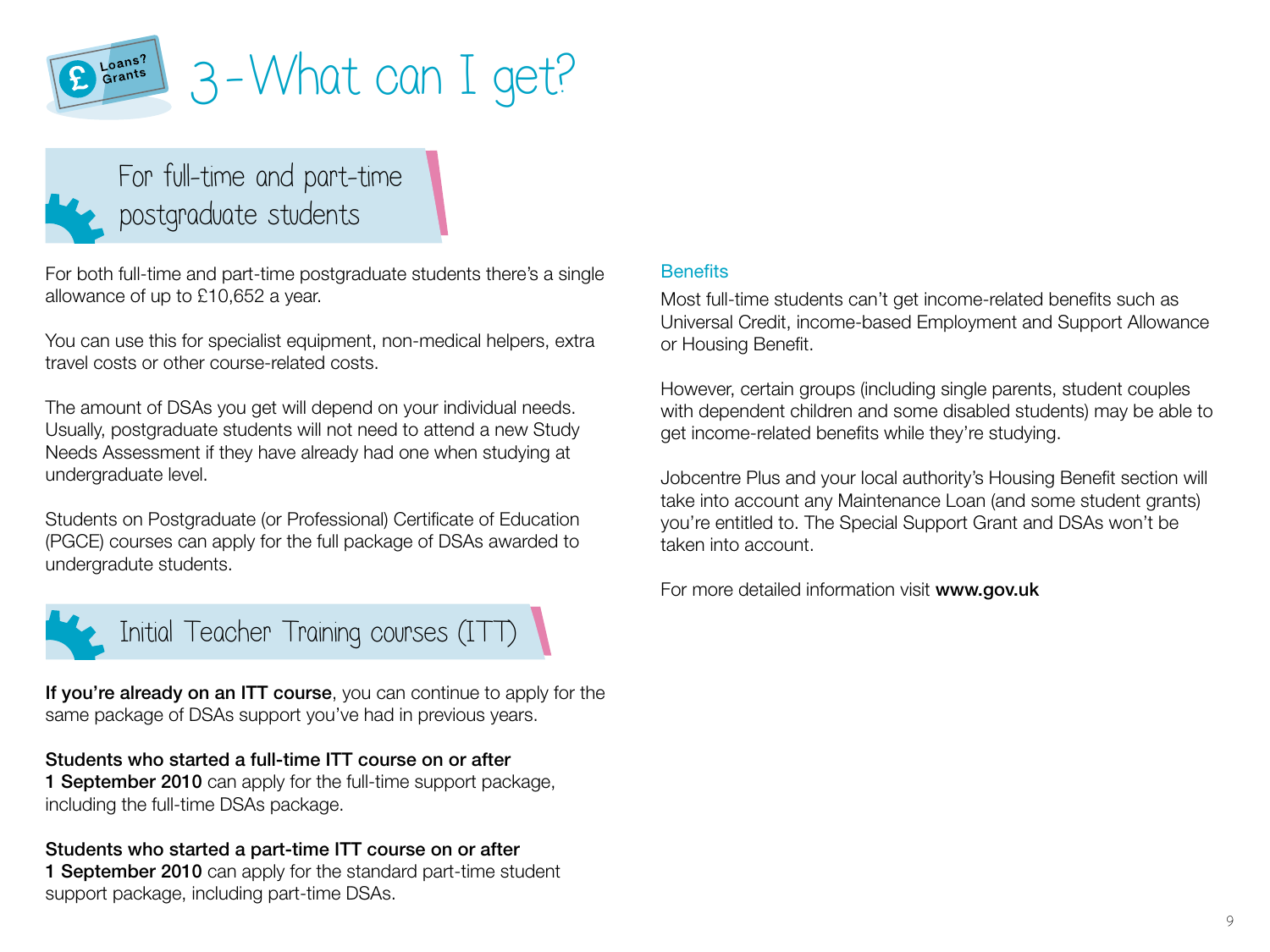# 3 - What can I get?

## For full-time and part-time postgraduate students

For both full-time and part-time postgraduate students there's a single allowance of up to £10,652 a year.

You can use this for specialist equipment, non-medical helpers, extra travel costs or other course-related costs.

The amount of DSAs you get will depend on your individual needs. Usually, postgraduate students will not need to attend a new Study Needs Assessment if they have already had one when studying at undergraduate level.

Students on Postgraduate (or Professional) Certificate of Education (PGCE) courses can apply for the full package of DSAs awarded to undergradute students.

## Initial Teacher Training courses (ITT)

**If you're already on an ITT course**, you can continue to apply for the same package of DSAs support you've had in previous years.

**Students who started a full-time ITT course on or after 1 September 2010** can apply for the full-time support package, including the full-time DSAs package.

**Students who started a part-time ITT course on or after 1 September 2010** can apply for the standard part-time student support package, including part-time DSAs.

### Benefits

Most full-time students can't get income-related benefits such as Universal Credit, income-based Employment and Support Allowance or Housing Benefit.

However, certain groups (including single parents, student couples with dependent children and some disabled students) may be able to get income-related benefits while they're studying.

Jobcentre Plus and your local authority's Housing Benefit section will take into account any Maintenance Loan (and some student grants) you're entitled to. The Special Support Grant and DSAs won't be taken into account.

For more detailed information visit **www.gov.uk**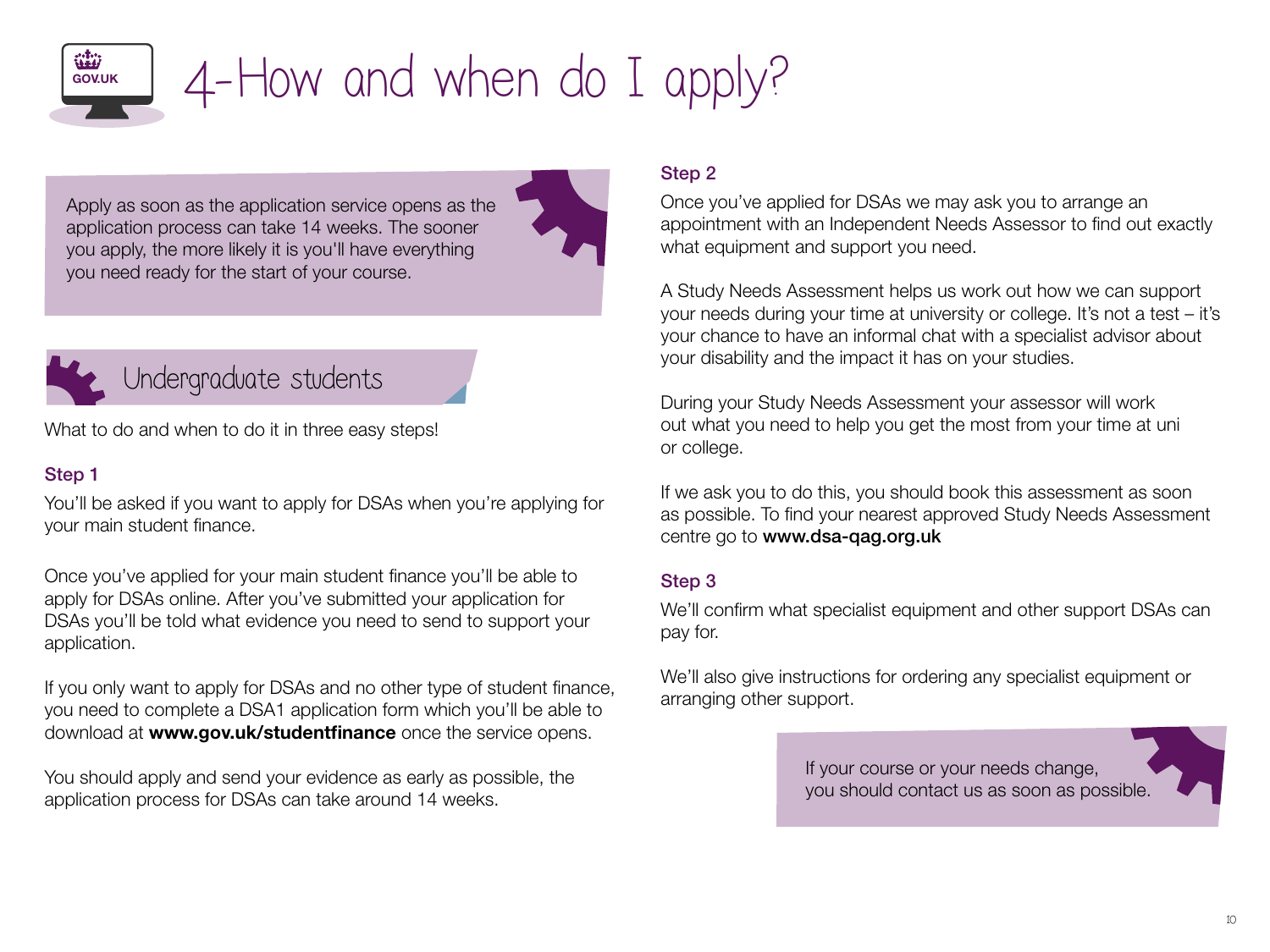# 4-How and when do I apply?

Apply as soon as the application service opens as the application process can take 14 weeks. The sooner you apply, the more likely it is you'll have everything you need ready for the start of your course.

## Undergraduate students

What to do and when to do it in three easy steps!

### Step 1

You'll be asked if you want to apply for DSAs when you're applying for your main student finance.

Once you've applied for your main student finance you'll be able to apply for DSAs online. After you've submitted your application for DSAs you'll be told what evidence you need to send to support your application.

If you only want to apply for DSAs and no other type of student finance, you need to complete a DSA1 application form which you'll be able to download at **www.gov.uk/studentfinance** once the service opens.

You should apply and send your evidence as early as possible, the application process for DSAs can take around 14 weeks.

### Step 2

Once you've applied for DSAs we may ask you to arrange an appointment with an Independent Needs Assessor to find out exactly what equipment and support you need.

A Study Needs Assessment helps us work out how we can support your needs during your time at university or college. It's not a test – it's your chance to have an informal chat with a specialist advisor about your disability and the impact it has on your studies.

During your Study Needs Assessment your assessor will work out what you need to help you get the most from your time at uni or college.

If we ask you to do this, you should book this assessment as soon as possible. To find your nearest approved Study Needs Assessment centre go to **www.dsa-qag.org.uk**

### Step 3

We'll confirm what specialist equipment and other support DSAs can pay for.

We'll also give instructions for ordering any specialist equipment or arranging other support.

If your course or your needs change, you should contact us as soon as possible.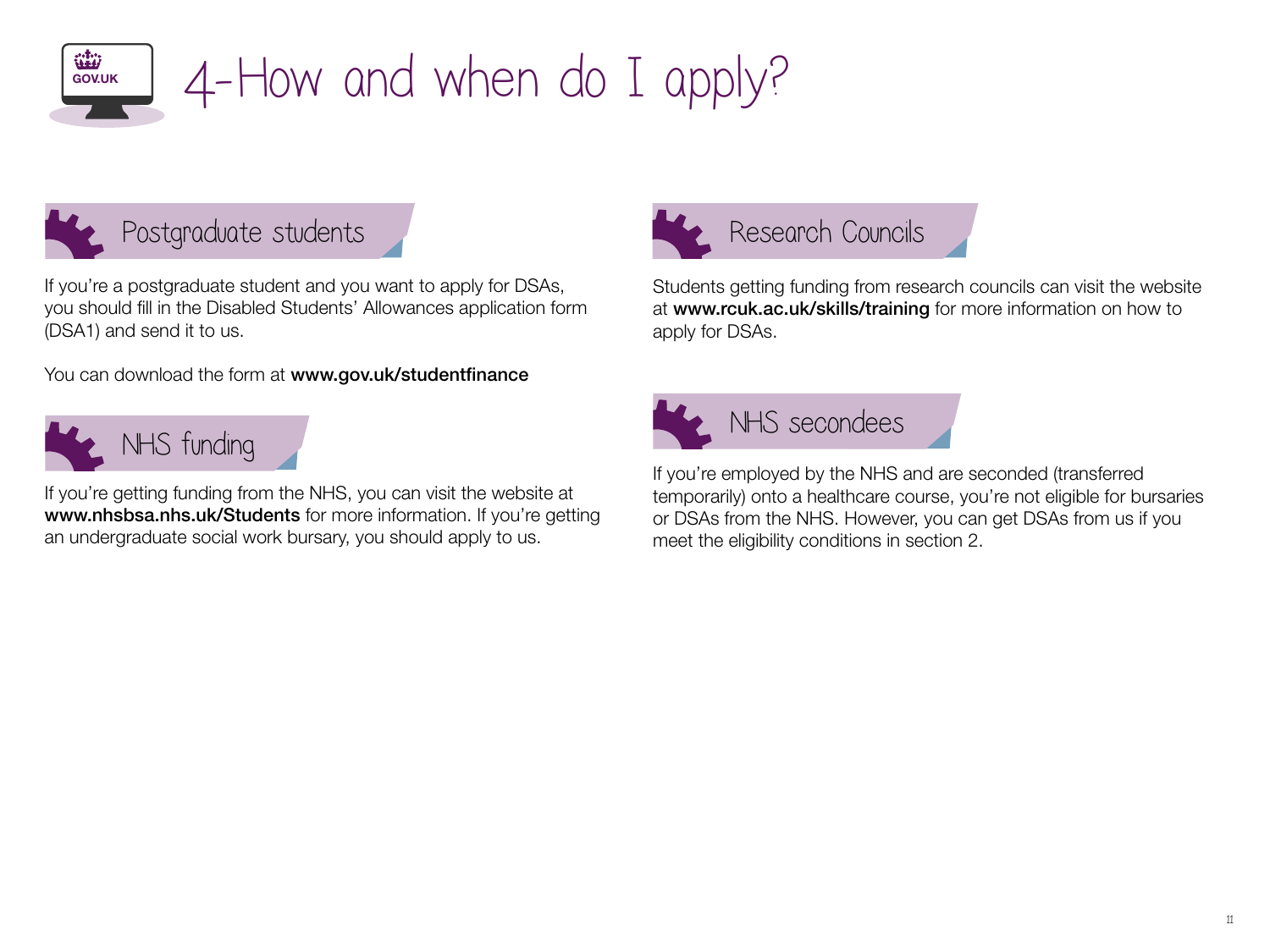# 4-How and when do I apply?

## Postgraduate students

If you're a postgraduate student and you want to apply for DSAs, you should fill in the Disabled Students' Allowances application form (DSA1) and send it to us.

You can download the form at **www.gov.uk/studentfinance**

## NHS funding

If you're getting funding from the NHS, you can visit the website at **www.nhsbsa.nhs.uk/Students** for more information. If you're getting an undergraduate social work bursary, you should apply to us.

## Research Councils

Students getting funding from research councils can visit the website at **www.rcuk.ac.uk/skills/training** for more information on how to apply for DSAs.

## NHS secondees

If you're employed by the NHS and are seconded (transferred temporarily) onto a healthcare course, you're not eligible for bursaries or DSAs from the NHS. However, you can get DSAs from us if you meet the eligibility conditions in section 2.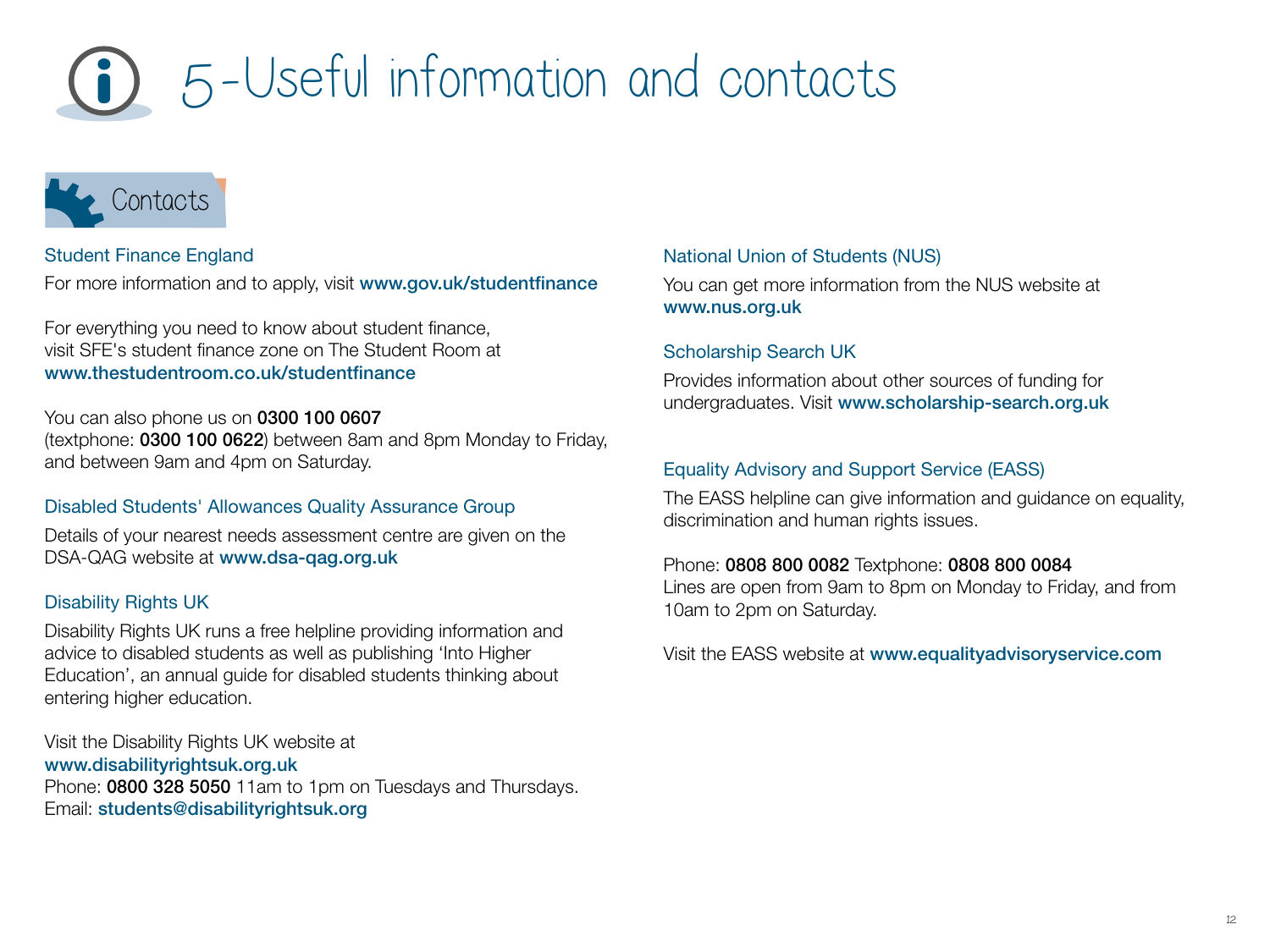# 5-Useful information and contacts

## Contacts

### Student Finance England

For more information and to apply, visit **www.gov.uk/studentfinance**

For everything you need to know about student finance, visit SFE's student finance zone on The Student Room at **www.thestudentroom.co.uk/studentfinance**

You can also phone us on **0300 100 0607** (textphone: **0300 100 0622**) between 8am and 8pm Monday to Friday, and between 9am and 4pm on Saturday.

### Disabled Students' Allowances Quality Assurance Group

Details of your nearest needs assessment centre are given on the DSA-QAG website at **www.dsa-qag.org.uk**

### Disability Rights UK

Disability Rights UK runs a free helpline providing information and advice to disabled students as well as publishing 'Into Higher Education', an annual guide for disabled students thinking about entering higher education.

Visit the Disability Rights UK website at **www.disabilityrightsuk.org.uk**
Phone: **0800 328 5050** 11am to 1pm on Tuesdays and Thursdays.
Email: **students@disabilityrightsuk.org**

### National Union of Students (NUS)

You can get more information from the NUS website at **www.nus.org.uk**

### Scholarship Search UK

Provides information about other sources of funding for undergraduates. Visit **www.scholarship-search.org.uk**

### Equality Advisory and Support Service (EASS)

The EASS helpline can give information and guidance on equality, discrimination and human rights issues.

Phone: **0808 800 0082** Textphone: **0808 800 0084**
Lines are open from 9am to 8pm on Monday to Friday, and from 10am to 2pm on Saturday.

Visit the EASS website at **www.equalityadvisoryservice.com**